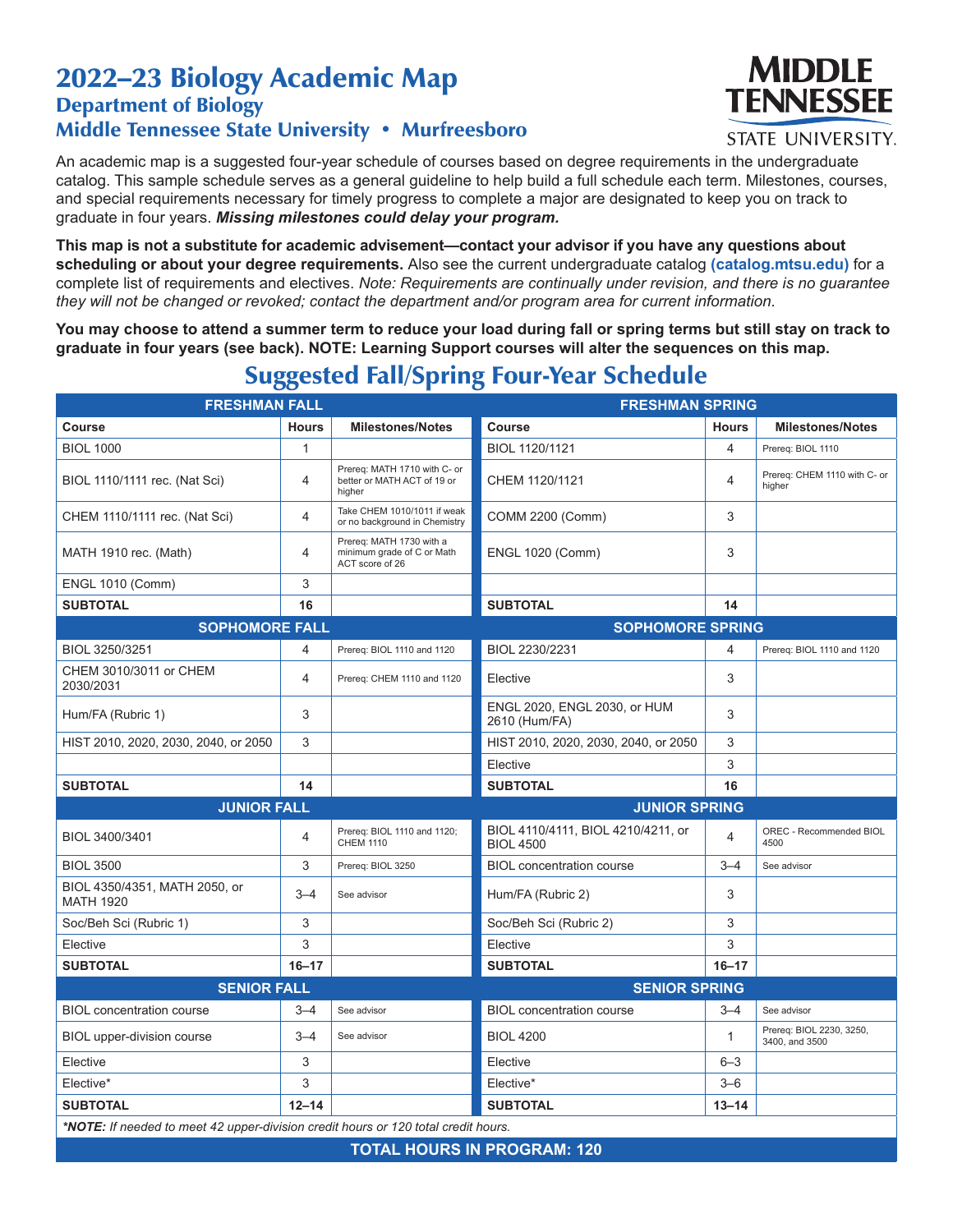# 2022–23 Biology Academic Map

## Department of Biology

## Middle Tennessee State University • Murfreesboro

An academic map is a suggested four-year schedule of courses based on degree requirements in the undergraduate catalog. This sample schedule serves as a general guideline to help build a full schedule each term. Milestones, courses, and special requirements necessary for timely progress to complete a major are designated to keep you on track to graduate in four years. ***Missing milestones could delay your program.***

**This map is not a substitute for academic advisement—contact your advisor if you have any questions about scheduling or about your degree requirements.** Also see the current undergraduate catalog **(catalog.mtsu.edu)** for a complete list of requirements and electives. *Note: Requirements are continually under revision, and there is no guarantee they will not be changed or revoked; contact the department and/or program area for current information.*

**You may choose to attend a summer term to reduce your load during fall or spring terms but still stay on track to graduate in four years (see back). NOTE: Learning Support courses will alter the sequences on this map.**

## Suggested Fall/Spring Four-Year Schedule

| FRESHMAN FALL | | | FRESHMAN SPRING | | |
|---|---|---|---|---|---|
| **Course** | **Hours** | **Milestones/Notes** | **Course** | **Hours** | **Milestones/Notes** |
| BIOL 1000 | 1 | | BIOL 1120/1121 | 4 | Prereq: BIOL 1110 |
| BIOL 1110/1111 rec. (Nat Sci) | 4 | Prereq: MATH 1710 with C- or better or MATH ACT of 19 or higher | CHEM 1120/1121 | 4 | Prereq: CHEM 1110 with C- or higher |
| CHEM 1110/1111 rec. (Nat Sci) | 4 | Take CHEM 1010/1011 if weak or no background in Chemistry | COMM 2200 (Comm) | 3 | |
| MATH 1910 rec. (Math) | 4 | Prereq: MATH 1730 with a minimum grade of C or Math ACT score of 26 | ENGL 1020 (Comm) | 3 | |
| ENGL 1010 (Comm) | 3 | | | | |
| **SUBTOTAL** | **16** | | **SUBTOTAL** | **14** | |
| **SOPHOMORE FALL** | | | **SOPHOMORE SPRING** | | |
| BIOL 3250/3251 | 4 | Prereq: BIOL 1110 and 1120 | BIOL 2230/2231 | 4 | Prereq: BIOL 1110 and 1120 |
| CHEM 3010/3011 or CHEM 2030/2031 | 4 | Prereq: CHEM 1110 and 1120 | Elective | 3 | |
| Hum/FA (Rubric 1) | 3 | | ENGL 2020, ENGL 2030, or HUM 2610 (Hum/FA) | 3 | |
| HIST 2010, 2020, 2030, 2040, or 2050 | 3 | | HIST 2010, 2020, 2030, 2040, or 2050 | 3 | |
| | | | Elective | 3 | |
| **SUBTOTAL** | **14** | | **SUBTOTAL** | **16** | |
| **JUNIOR FALL** | | | **JUNIOR SPRING** | | |
| BIOL 3400/3401 | 4 | Prereq: BIOL 1110 and 1120; CHEM 1110 | BIOL 4110/4111, BIOL 4210/4211, or BIOL 4500 | 4 | OREC - Recommended BIOL 4500 |
| BIOL 3500 | 3 | Prereq: BIOL 3250 | BIOL concentration course | 3–4 | See advisor |
| BIOL 4350/4351, MATH 2050, or MATH 1920 | 3–4 | See advisor | Hum/FA (Rubric 2) | 3 | |
| Soc/Beh Sci (Rubric 1) | 3 | | Soc/Beh Sci (Rubric 2) | 3 | |
| Elective | 3 | | Elective | 3 | |
| **SUBTOTAL** | **16–17** | | **SUBTOTAL** | **16–17** | |
| **SENIOR FALL** | | | **SENIOR SPRING** | | |
| BIOL concentration course | 3–4 | See advisor | BIOL concentration course | 3–4 | See advisor |
| BIOL upper-division course | 3–4 | See advisor | BIOL 4200 | 1 | Prereq: BIOL 2230, 3250, 3400, and 3500 |
| Elective | 3 | | Elective | 6–3 | |
| Elective* | 3 | | Elective* | 3–6 | |
| **SUBTOTAL** | **12–14** | | **SUBTOTAL** | **13–14** | |

****NOTE:*** *If needed to meet 42 upper-division credit hours or 120 total credit hours.*

**TOTAL HOURS IN PROGRAM: 120**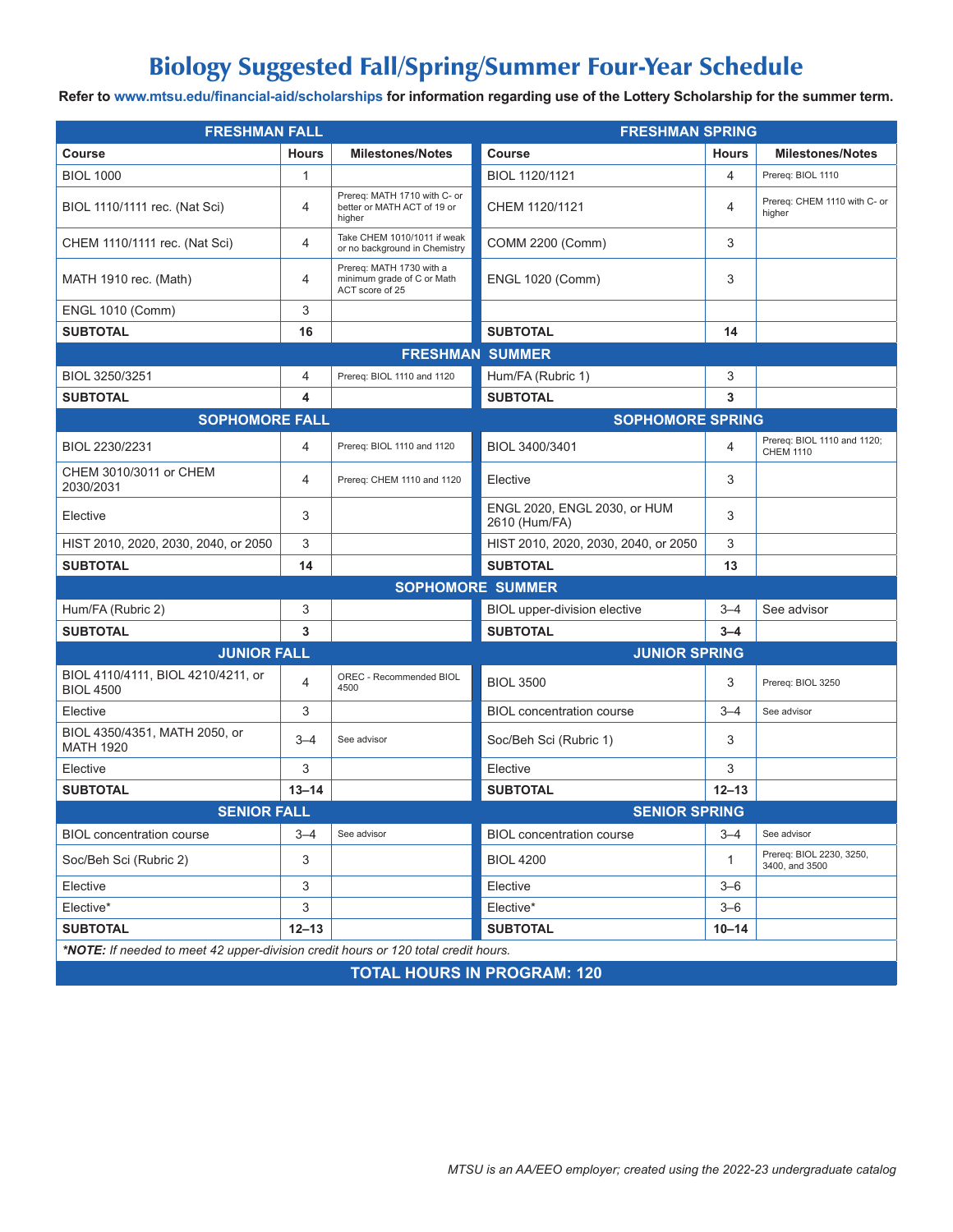# Biology Suggested Fall/Spring/Summer Four-Year Schedule

**Refer to www.mtsu.edu/financial-aid/scholarships for information regarding use of the Lottery Scholarship for the summer term.**

| FRESHMAN FALL | | | FRESHMAN SPRING | | |
|---|---|---|---|---|---|
| **Course** | **Hours** | **Milestones/Notes** | **Course** | **Hours** | **Milestones/Notes** |
| BIOL 1000 | 1 | | BIOL 1120/1121 | 4 | Prereq: BIOL 1110 |
| BIOL 1110/1111 rec. (Nat Sci) | 4 | Prereq: MATH 1710 with C- or better or MATH ACT of 19 or higher | CHEM 1120/1121 | 4 | Prereq: CHEM 1110 with C- or higher |
| CHEM 1110/1111 rec. (Nat Sci) | 4 | Take CHEM 1010/1011 if weak or no background in Chemistry | COMM 2200 (Comm) | 3 | |
| MATH 1910 rec. (Math) | 4 | Prereq: MATH 1730 with a minimum grade of C or Math ACT score of 25 | ENGL 1020 (Comm) | 3 | |
| ENGL 1010 (Comm) | 3 | | | | |
| **SUBTOTAL** | **16** | | **SUBTOTAL** | **14** | |
| **FRESHMAN SUMMER** | | | | | |
| BIOL 3250/3251 | 4 | Prereq: BIOL 1110 and 1120 | Hum/FA (Rubric 1) | 3 | |
| **SUBTOTAL** | **4** | | **SUBTOTAL** | **3** | |
| **SOPHOMORE FALL** | | | **SOPHOMORE SPRING** | | |
| BIOL 2230/2231 | 4 | Prereq: BIOL 1110 and 1120 | BIOL 3400/3401 | 4 | Prereq: BIOL 1110 and 1120; CHEM 1110 |
| CHEM 3010/3011 or CHEM 2030/2031 | 4 | Prereq: CHEM 1110 and 1120 | Elective | 3 | |
| Elective | 3 | | ENGL 2020, ENGL 2030, or HUM 2610 (Hum/FA) | 3 | |
| HIST 2010, 2020, 2030, 2040, or 2050 | 3 | | HIST 2010, 2020, 2030, 2040, or 2050 | 3 | |
| **SUBTOTAL** | **14** | | **SUBTOTAL** | **13** | |
| **SOPHOMORE SUMMER** | | | | | |
| Hum/FA (Rubric 2) | 3 | | BIOL upper-division elective | 3–4 | See advisor |
| **SUBTOTAL** | **3** | | **SUBTOTAL** | **3–4** | |
| **JUNIOR FALL** | | | **JUNIOR SPRING** | | |
| BIOL 4110/4111, BIOL 4210/4211, or BIOL 4500 | 4 | OREC - Recommended BIOL 4500 | BIOL 3500 | 3 | Prereq: BIOL 3250 |
| Elective | 3 | | BIOL concentration course | 3–4 | See advisor |
| BIOL 4350/4351, MATH 2050, or MATH 1920 | 3–4 | See advisor | Soc/Beh Sci (Rubric 1) | 3 | |
| Elective | 3 | | Elective | 3 | |
| **SUBTOTAL** | **13–14** | | **SUBTOTAL** | **12–13** | |
| **SENIOR FALL** | | | **SENIOR SPRING** | | |
| BIOL concentration course | 3–4 | See advisor | BIOL concentration course | 3–4 | See advisor |
| Soc/Beh Sci (Rubric 2) | 3 | | BIOL 4200 | 1 | Prereq: BIOL 2230, 3250, 3400, and 3500 |
| Elective | 3 | | Elective | 3–6 | |
| Elective* | 3 | | Elective* | 3–6 | |
| **SUBTOTAL** | **12–13** | | **SUBTOTAL** | **10–14** | |

***NOTE:** *If needed to meet 42 upper-division credit hours or 120 total credit hours.*

**TOTAL HOURS IN PROGRAM: 120**

*MTSU is an AA/EEO employer; created using the 2022-23 undergraduate catalog*